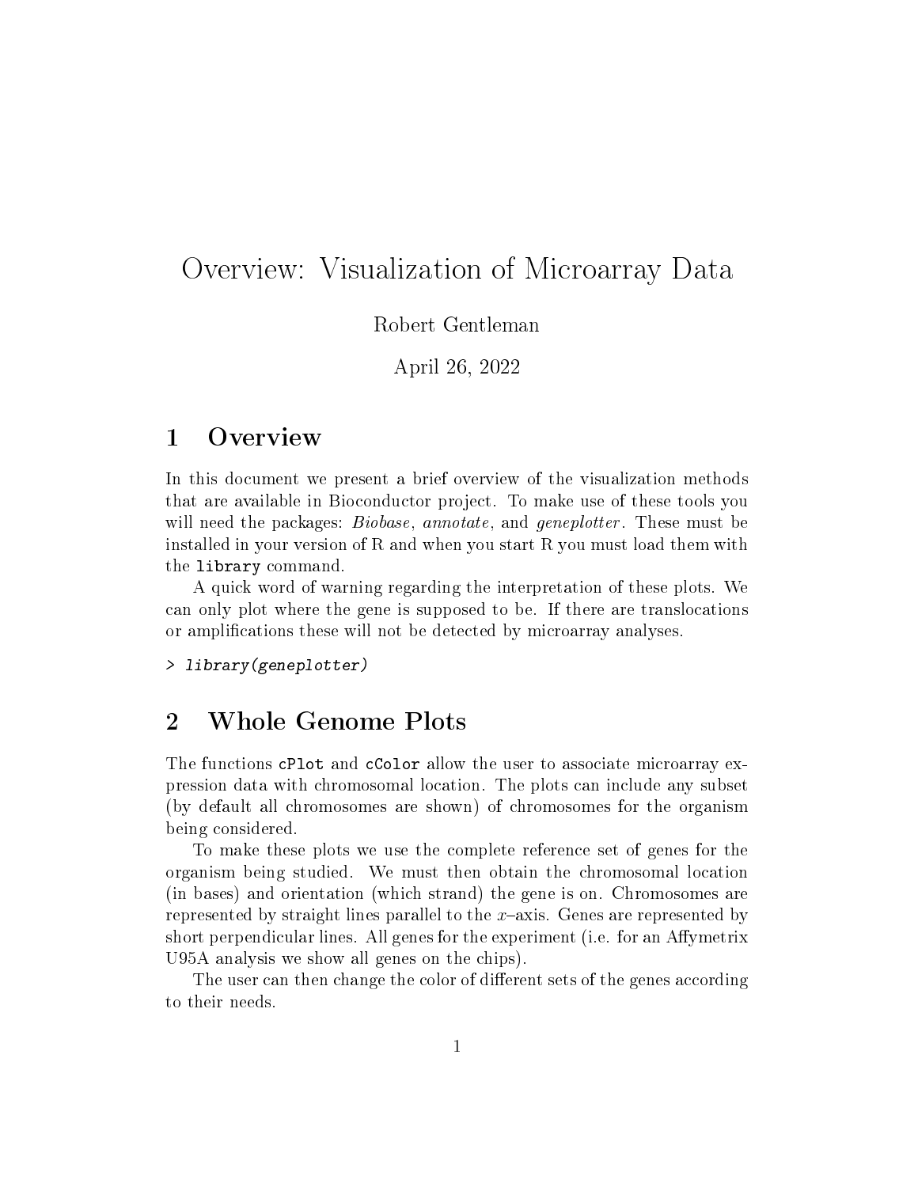# Overview: Visualization of Microarray Data

Robert Gentleman

April 26, 2022

## 1 Overview

In this document we present a brief overview of the visualization methods that are available in Bioconductor project. To make use of these tools you will need the packages: *Biobase*, *annotate*, and *geneplotter*. These must be installed in your version of R and when you start R you must load them with the `library` command.

A quick word of warning regarding the interpretation of these plots. We can only plot where the gene is supposed to be. If there are translocations or amplifications these will not be detected by microarray analyses.

```
> library(geneplotter)
```

## 2 Whole Genome Plots

The functions `cPlot` and `cColor` allow the user to associate microarray expression data with chromosomal location. The plots can include any subset (by default all chromosomes are shown) of chromosomes for the organism being considered.

To make these plots we use the complete reference set of genes for the organism being studied. We must then obtain the chromosomal location (in bases) and orientation (which strand) the gene is on. Chromosomes are represented by straight lines parallel to the $x$–axis. Genes are represented by short perpendicular lines. All genes for the experiment (i.e. for an Affymetrix U95A analysis we show all genes on the chips).

The user can then change the color of different sets of the genes according to their needs.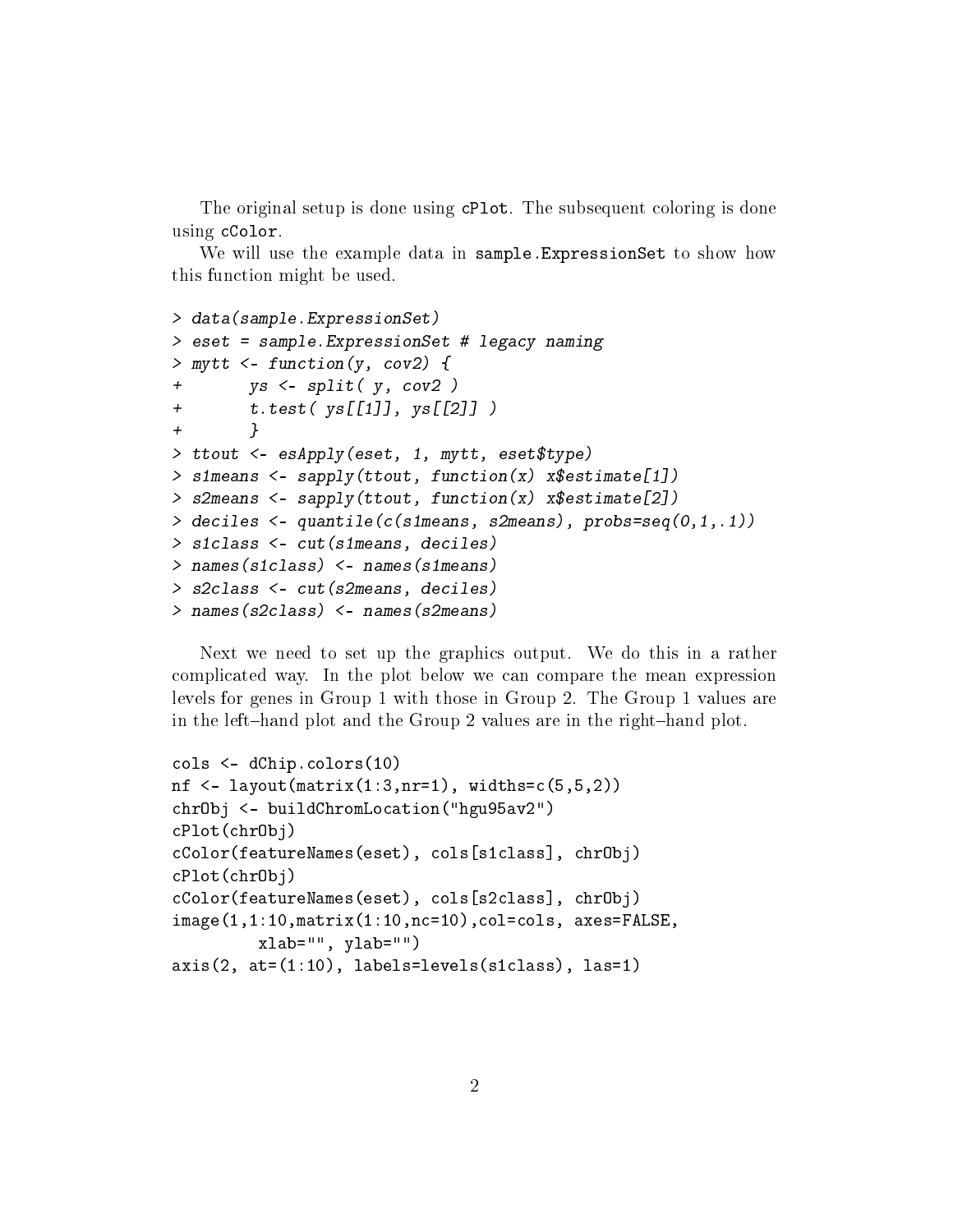The original setup is done using `cPlot`. The subsequent coloring is done using `cColor`.

We will use the example data in `sample.ExpressionSet` to show how this function might be used.

```
> data(sample.ExpressionSet)
> eset = sample.ExpressionSet # legacy naming
> mytt <- function(y, cov2) {
+       ys <- split( y, cov2 )
+       t.test( ys[[1]], ys[[2]] )
+       }
> ttout <- esApply(eset, 1, mytt, eset$type)
> s1means <- sapply(ttout, function(x) x$estimate[1])
> s2means <- sapply(ttout, function(x) x$estimate[2])
> deciles <- quantile(c(s1means, s2means), probs=seq(0,1,.1))
> s1class <- cut(s1means, deciles)
> names(s1class) <- names(s1means)
> s2class <- cut(s2means, deciles)
> names(s2class) <- names(s2means)
```

Next we need to set up the graphics output. We do this in a rather complicated way. In the plot below we can compare the mean expression levels for genes in Group 1 with those in Group 2. The Group 1 values are in the left–hand plot and the Group 2 values are in the right–hand plot.

```
cols <- dChip.colors(10)
nf <- layout(matrix(1:3,nr=1), widths=c(5,5,2))
chrObj <- buildChromLocation("hgu95av2")
cPlot(chrObj)
cColor(featureNames(eset), cols[s1class], chrObj)
cPlot(chrObj)
cColor(featureNames(eset), cols[s2class], chrObj)
image(1,1:10,matrix(1:10,nc=10),col=cols, axes=FALSE,
        xlab="", ylab="")
axis(2, at=(1:10), labels=levels(s1class), las=1)
```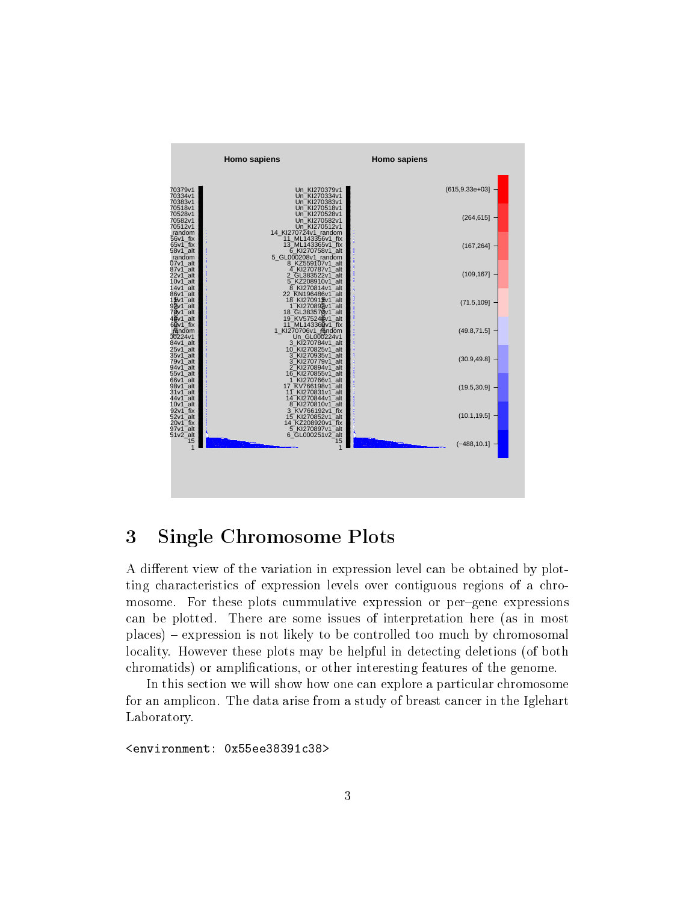## 3 Single Chromosome Plots

A different view of the variation in expression level can be obtained by plotting characteristics of expression levels over contiguous regions of a chromosome. For these plots cummulative expression or per–gene expressions can be plotted. There are some issues of interpretation here (as in most places) – expression is not likely to be controlled too much by chromosomal locality. However these plots may be helpful in detecting deletions (of both chromatids) or amplifications, or other interesting features of the genome.

In this section we will show how one can explore a particular chromosome for an amplicon. The data arise from a study of breast cancer in the Iglehart Laboratory.

```
<environment: 0x55ee38391c38>
```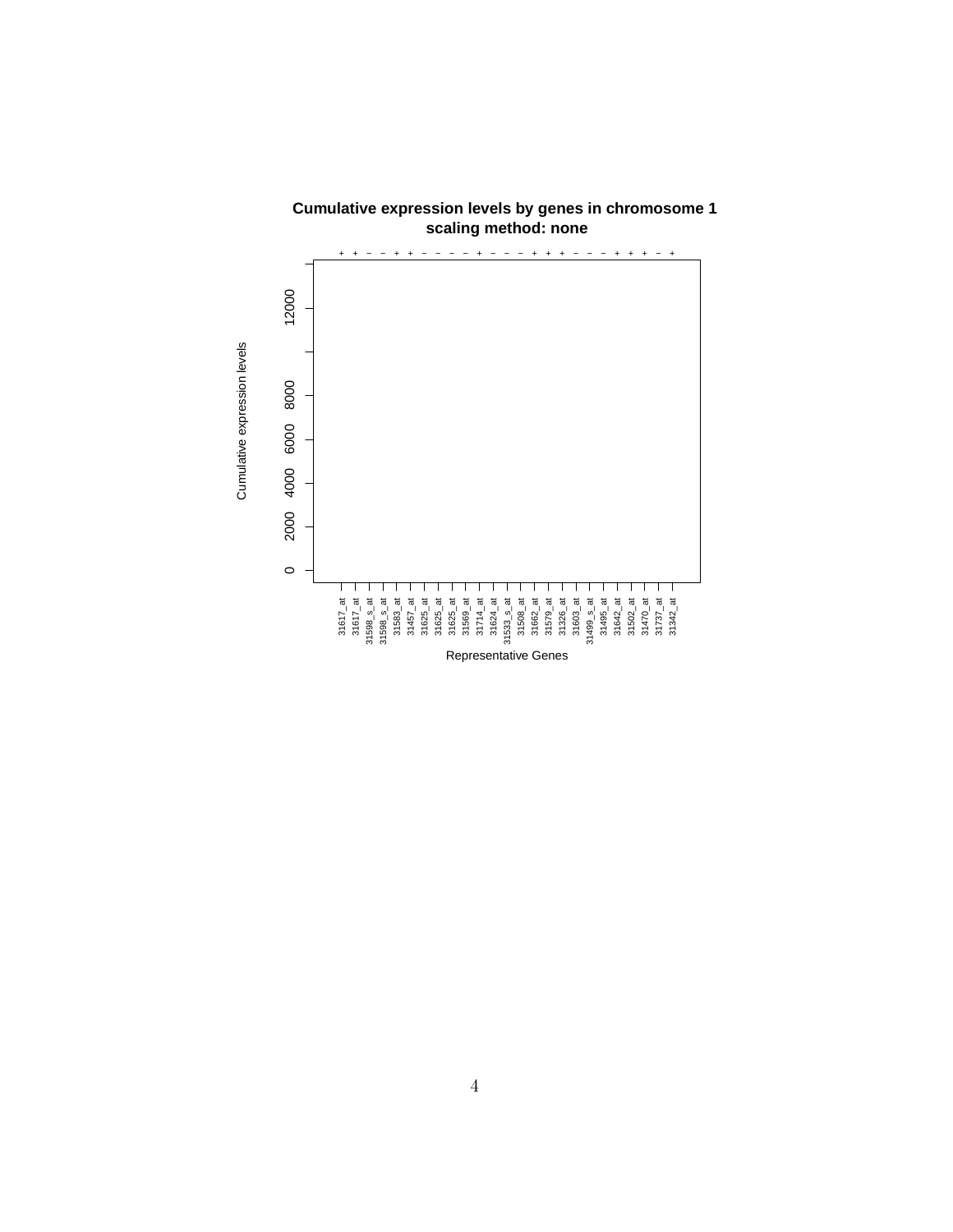**Cumulative expression levels by genes in chromosome 1**
**scaling method: none**

+ + − − + + − − − − + − − − + + + − − − + + + − +

Cumulative expression levels

0
2000
4000
6000
8000
12000

31617_at
31617_at
31598_s_at
31598_s_at
31583_at
31457_at
31625_at
31625_at
31625_at
31569_at
31714_at
31624_at
31533_s_at
31508_at
31662_at
31579_at
31326_at
31603_at
31499_s_at
31495_at
31642_at
31502_at
31470_at
31737_at
31342_at

Representative Genes